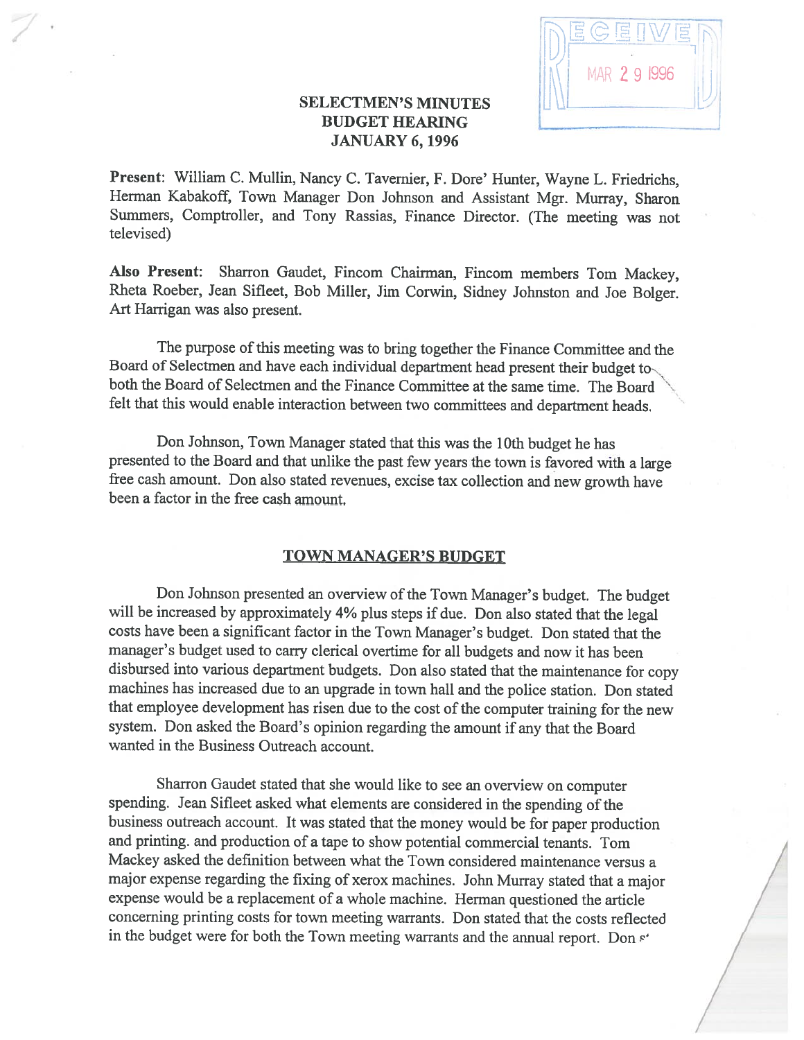# SELECTMEN'S MINUTES
## BUDGET HEARING
## JANUARY 6, 1996

**Present**: William C. Mullin, Nancy C. Tavernier, F. Dore' Hunter, Wayne L. Friedrichs, Herman Kabakoff, Town Manager Don Johnson and Assistant Mgr. Murray, Sharon Summers, Comptroller, and Tony Rassias, Finance Director. (The meeting was not televised)

**Also Present**: Sharron Gaudet, Fincom Chairman, Fincom members Tom Mackey, Rheta Roeber, Jean Sifleet, Bob Miller, Jim Corwin, Sidney Johnston and Joe Bolger. Art Harrigan was also present.

The purpose of this meeting was to bring together the Finance Committee and the Board of Selectmen and have each individual department head present their budget to both the Board of Selectmen and the Finance Committee at the same time. The Board felt that this would enable interaction between two committees and department heads.

Don Johnson, Town Manager stated that this was the 10th budget he has presented to the Board and that unlike the past few years the town is favored with a large free cash amount. Don also stated revenues, excise tax collection and new growth have been a factor in the free cash amount.

## TOWN MANAGER'S BUDGET

Don Johnson presented an overview of the Town Manager's budget. The budget will be increased by approximately 4% plus steps if due. Don also stated that the legal costs have been a significant factor in the Town Manager's budget. Don stated that the manager's budget used to carry clerical overtime for all budgets and now it has been disbursed into various department budgets. Don also stated that the maintenance for copy machines has increased due to an upgrade in town hall and the police station. Don stated that employee development has risen due to the cost of the computer training for the new system. Don asked the Board's opinion regarding the amount if any that the Board wanted in the Business Outreach account.

Sharron Gaudet stated that she would like to see an overview on computer spending. Jean Sifleet asked what elements are considered in the spending of the business outreach account. It was stated that the money would be for paper production and printing. and production of a tape to show potential commercial tenants. Tom Mackey asked the definition between what the Town considered maintenance versus a major expense regarding the fixing of xerox machines. John Murray stated that a major expense would be a replacement of a whole machine. Herman questioned the article concerning printing costs for town meeting warrants. Don stated that the costs reflected in the budget were for both the Town meeting warrants and the annual report. Don s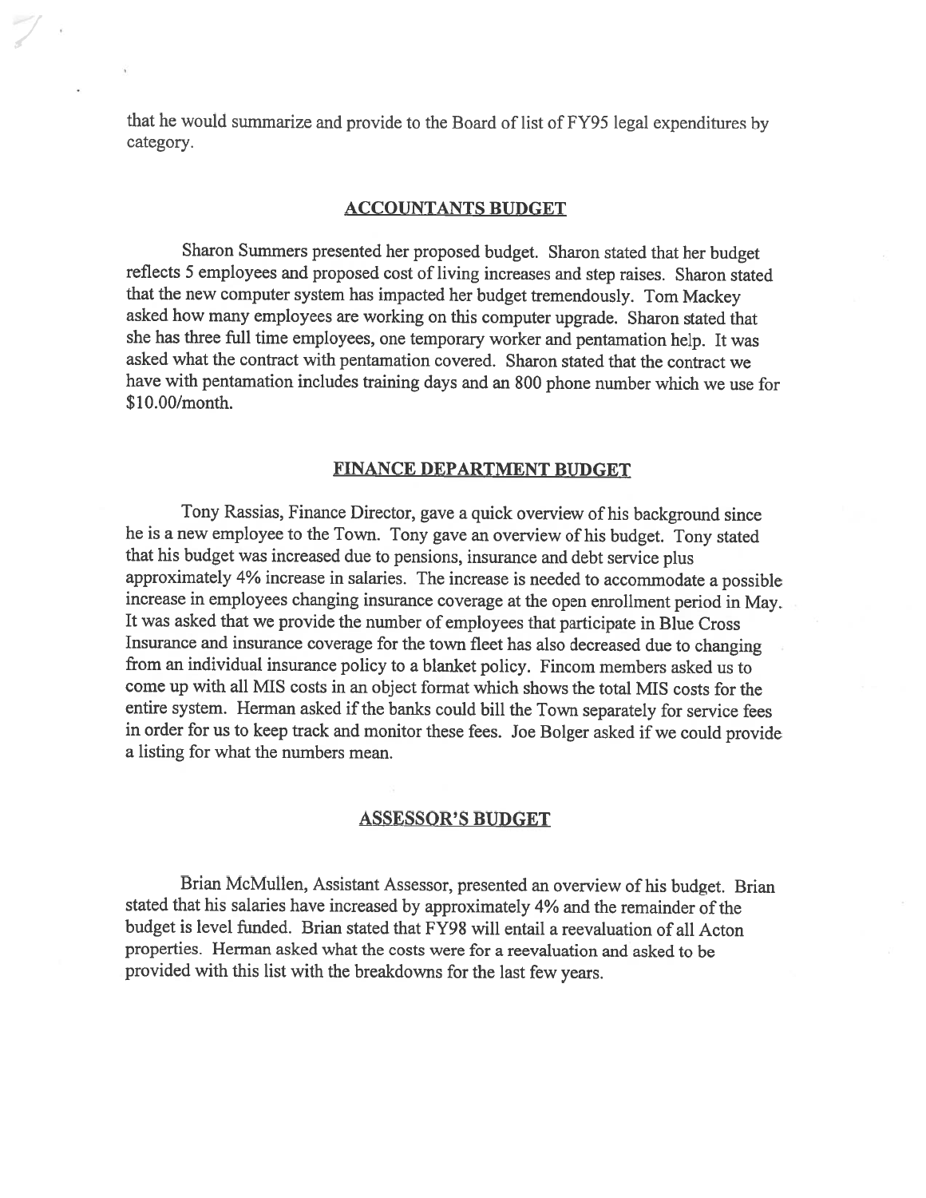that he would summarize and provide to the Board of list of FY95 legal expenditures by category.

## ACCOUNTANTS BUDGET

Sharon Summers presented her proposed budget. Sharon stated that her budget reflects 5 employees and proposed cost of living increases and step raises. Sharon stated that the new computer system has impacted her budget tremendously. Tom Mackey asked how many employees are working on this computer upgrade. Sharon stated that she has three full time employees, one temporary worker and pentamation help. It was asked what the contract with pentamation covered. Sharon stated that the contract we have with pentamation includes training days and an 800 phone number which we use for $10.00/month.

## FINANCE DEPARTMENT BUDGET

Tony Rassias, Finance Director, gave a quick overview of his background since he is a new employee to the Town. Tony gave an overview of his budget. Tony stated that his budget was increased due to pensions, insurance and debt service plus approximately 4% increase in salaries. The increase is needed to accommodate a possible increase in employees changing insurance coverage at the open enrollment period in May. It was asked that we provide the number of employees that participate in Blue Cross Insurance and insurance coverage for the town fleet has also decreased due to changing from an individual insurance policy to a blanket policy. Fincom members asked us to come up with all MIS costs in an object format which shows the total MIS costs for the entire system. Herman asked if the banks could bill the Town separately for service fees in order for us to keep track and monitor these fees. Joe Bolger asked if we could provide a listing for what the numbers mean.

## ASSESSOR'S BUDGET

Brian McMullen, Assistant Assessor, presented an overview of his budget. Brian stated that his salaries have increased by approximately 4% and the remainder of the budget is level funded. Brian stated that FY98 will entail a reevaluation of all Acton properties. Herman asked what the costs were for a reevaluation and asked to be provided with this list with the breakdowns for the last few years.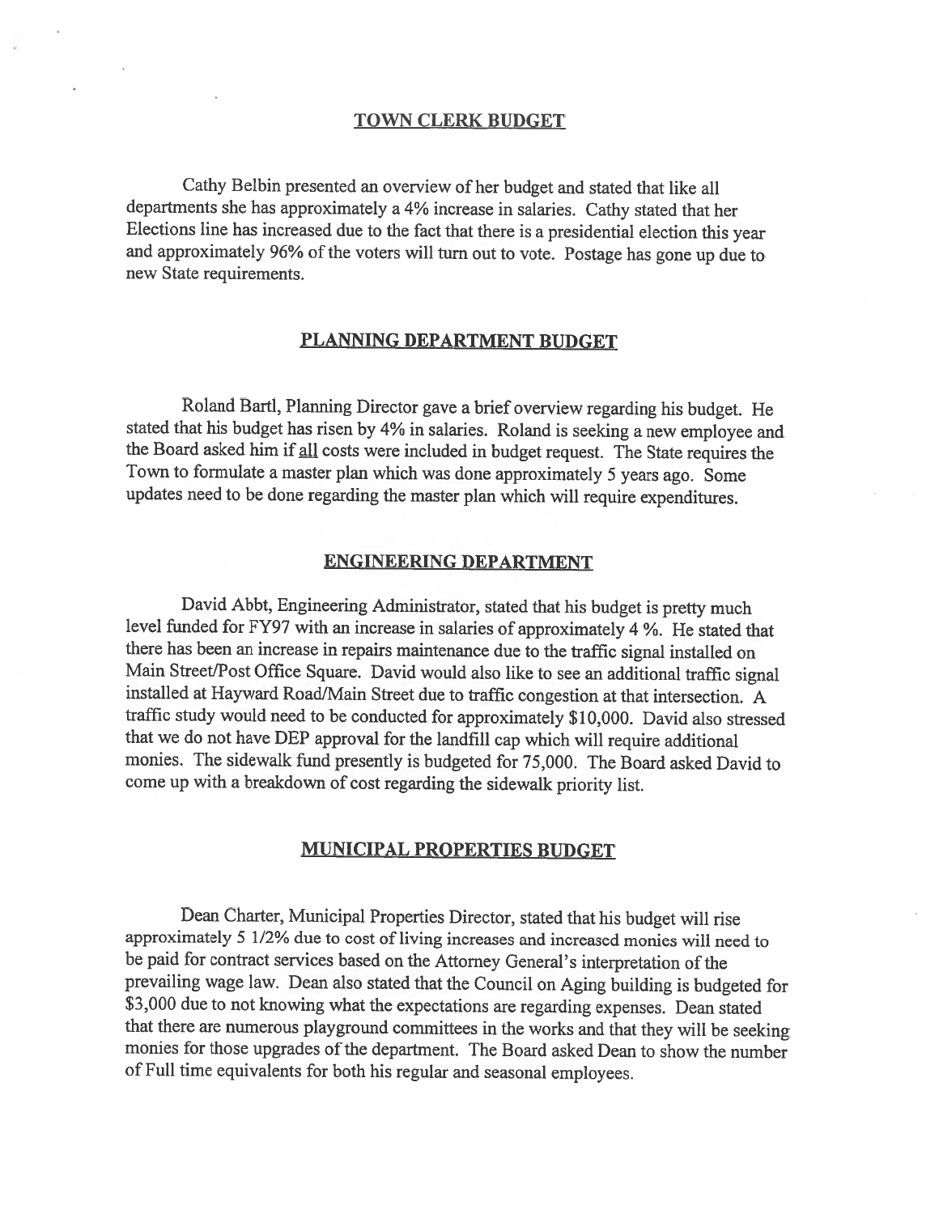## TOWN CLERK BUDGET

Cathy Belbin presented an overview of her budget and stated that like all departments she has approximately a 4% increase in salaries. Cathy stated that her Elections line has increased due to the fact that there is a presidential election this year and approximately 96% of the voters will turn out to vote. Postage has gone up due to new State requirements.

## PLANNING DEPARTMENT BUDGET

Roland Bartl, Planning Director gave a brief overview regarding his budget. He stated that his budget has risen by 4% in salaries. Roland is seeking a new employee and the Board asked him if <u>all</u> costs were included in budget request. The State requires the Town to formulate a master plan which was done approximately 5 years ago. Some updates need to be done regarding the master plan which will require expenditures.

## ENGINEERING DEPARTMENT

David Abbt, Engineering Administrator, stated that his budget is pretty much level funded for FY97 with an increase in salaries of approximately 4 %. He stated that there has been an increase in repairs maintenance due to the traffic signal installed on Main Street/Post Office Square. David would also like to see an additional traffic signal installed at Hayward Road/Main Street due to traffic congestion at that intersection. A traffic study would need to be conducted for approximately $10,000. David also stressed that we do not have DEP approval for the landfill cap which will require additional monies. The sidewalk fund presently is budgeted for 75,000. The Board asked David to come up with a breakdown of cost regarding the sidewalk priority list.

## MUNICIPAL PROPERTIES BUDGET

Dean Charter, Municipal Properties Director, stated that his budget will rise approximately 5 1/2% due to cost of living increases and increased monies will need to be paid for contract services based on the Attorney General's interpretation of the prevailing wage law. Dean also stated that the Council on Aging building is budgeted for $3,000 due to not knowing what the expectations are regarding expenses. Dean stated that there are numerous playground committees in the works and that they will be seeking monies for those upgrades of the department. The Board asked Dean to show the number of Full time equivalents for both his regular and seasonal employees.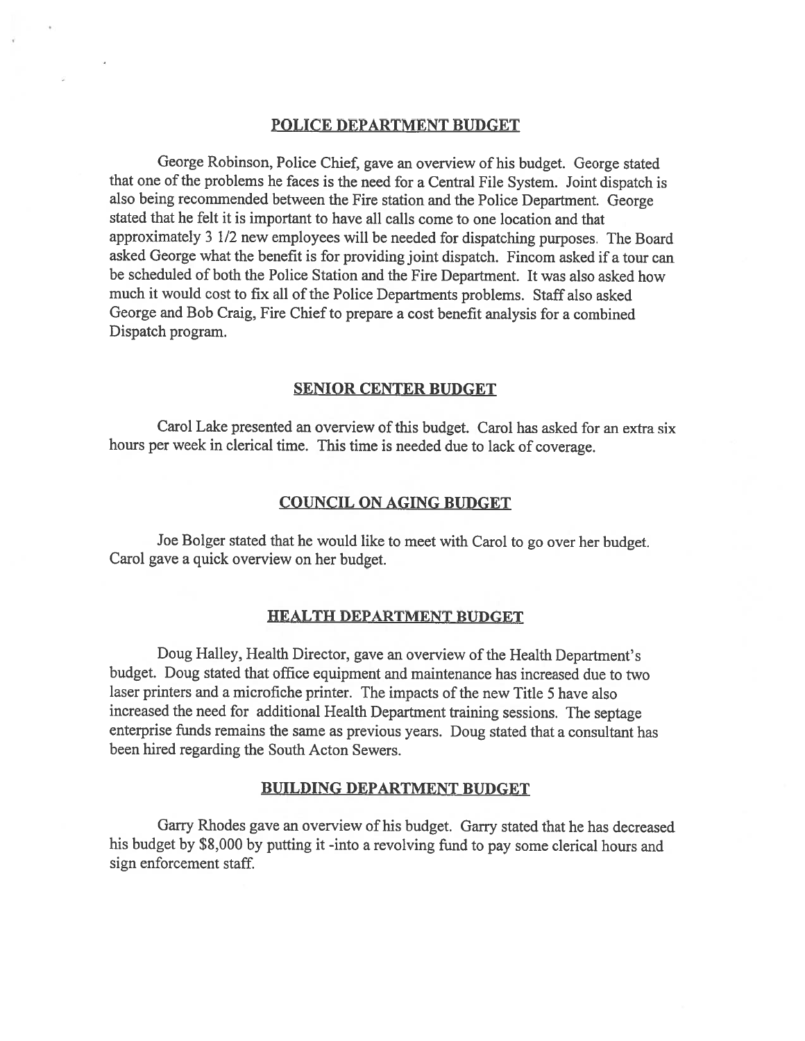## POLICE DEPARTMENT BUDGET

George Robinson, Police Chief, gave an overview of his budget. George stated that one of the problems he faces is the need for a Central File System. Joint dispatch is also being recommended between the Fire station and the Police Department. George stated that he felt it is important to have all calls come to one location and that approximately 3 1/2 new employees will be needed for dispatching purposes. The Board asked George what the benefit is for providing joint dispatch. Fincom asked if a tour can be scheduled of both the Police Station and the Fire Department. It was also asked how much it would cost to fix all of the Police Departments problems. Staff also asked George and Bob Craig, Fire Chief to prepare a cost benefit analysis for a combined Dispatch program.

## SENIOR CENTER BUDGET

Carol Lake presented an overview of this budget. Carol has asked for an extra six hours per week in clerical time. This time is needed due to lack of coverage.

## COUNCIL ON AGING BUDGET

Joe Bolger stated that he would like to meet with Carol to go over her budget. Carol gave a quick overview on her budget.

## HEALTH DEPARTMENT BUDGET

Doug Halley, Health Director, gave an overview of the Health Department's budget. Doug stated that office equipment and maintenance has increased due to two laser printers and a microfiche printer. The impacts of the new Title 5 have also increased the need for additional Health Department training sessions. The septage enterprise funds remains the same as previous years. Doug stated that a consultant has been hired regarding the South Acton Sewers.

## BUILDING DEPARTMENT BUDGET

Garry Rhodes gave an overview of his budget. Garry stated that he has decreased his budget by $8,000 by putting it -into a revolving fund to pay some clerical hours and sign enforcement staff.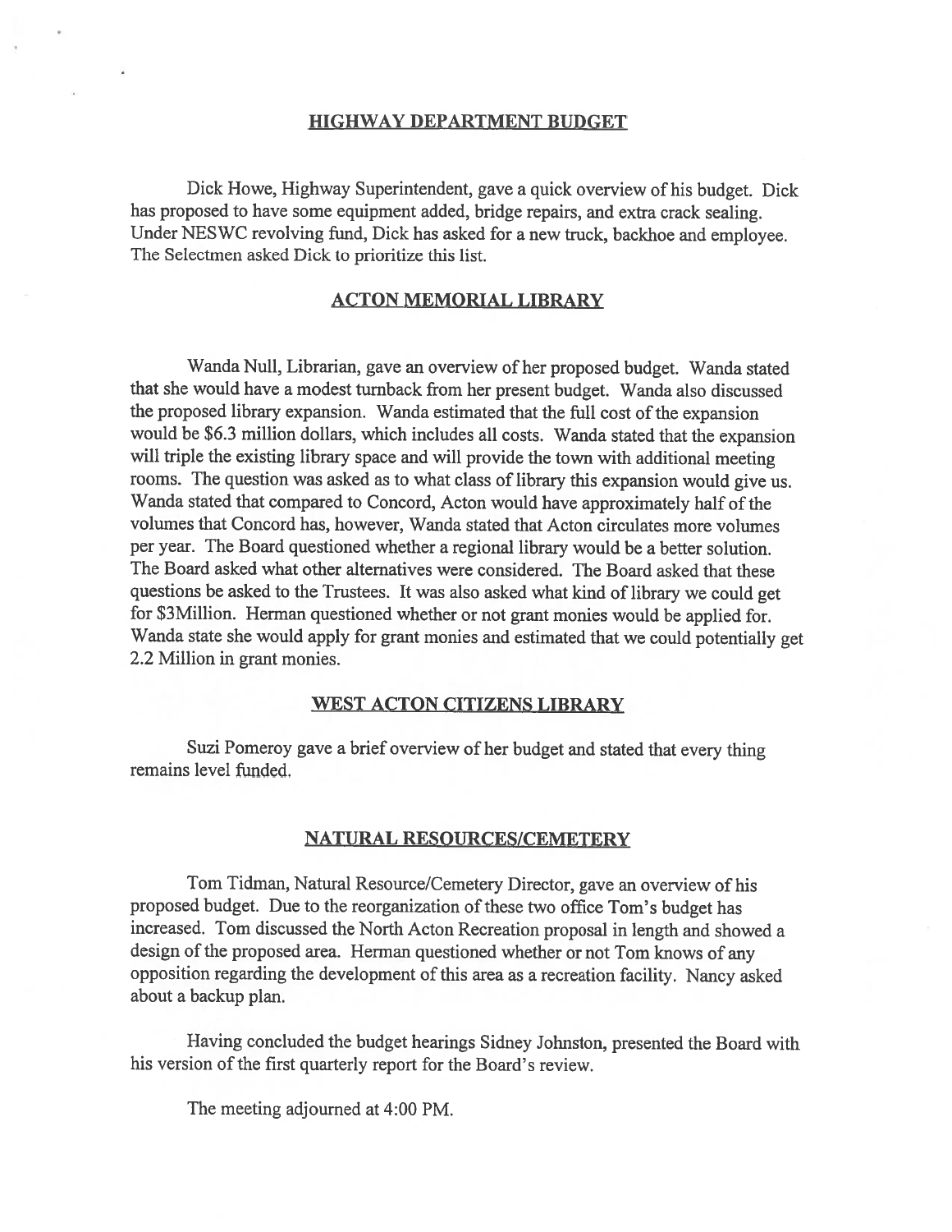## HIGHWAY DEPARTMENT BUDGET

Dick Howe, Highway Superintendent, gave a quick overview of his budget. Dick has proposed to have some equipment added, bridge repairs, and extra crack sealing. Under NESWC revolving fund, Dick has asked for a new truck, backhoe and employee. The Selectmen asked Dick to prioritize this list.

## ACTON MEMORIAL LIBRARY

Wanda Null, Librarian, gave an overview of her proposed budget. Wanda stated that she would have a modest turnback from her present budget. Wanda also discussed the proposed library expansion. Wanda estimated that the full cost of the expansion would be $6.3 million dollars, which includes all costs. Wanda stated that the expansion will triple the existing library space and will provide the town with additional meeting rooms. The question was asked as to what class of library this expansion would give us. Wanda stated that compared to Concord, Acton would have approximately half of the volumes that Concord has, however, Wanda stated that Acton circulates more volumes per year. The Board questioned whether a regional library would be a better solution. The Board asked what other alternatives were considered. The Board asked that these questions be asked to the Trustees. It was also asked what kind of library we could get for $3Million. Herman questioned whether or not grant monies would be applied for. Wanda state she would apply for grant monies and estimated that we could potentially get 2.2 Million in grant monies.

## WEST ACTON CITIZENS LIBRARY

Suzi Pomeroy gave a brief overview of her budget and stated that every thing remains level funded.

## NATURAL RESOURCES/CEMETERY

Tom Tidman, Natural Resource/Cemetery Director, gave an overview of his proposed budget. Due to the reorganization of these two office Tom's budget has increased. Tom discussed the North Acton Recreation proposal in length and showed a design of the proposed area. Herman questioned whether or not Tom knows of any opposition regarding the development of this area as a recreation facility. Nancy asked about a backup plan.

Having concluded the budget hearings Sidney Johnston, presented the Board with his version of the first quarterly report for the Board's review.

The meeting adjourned at 4:00 PM.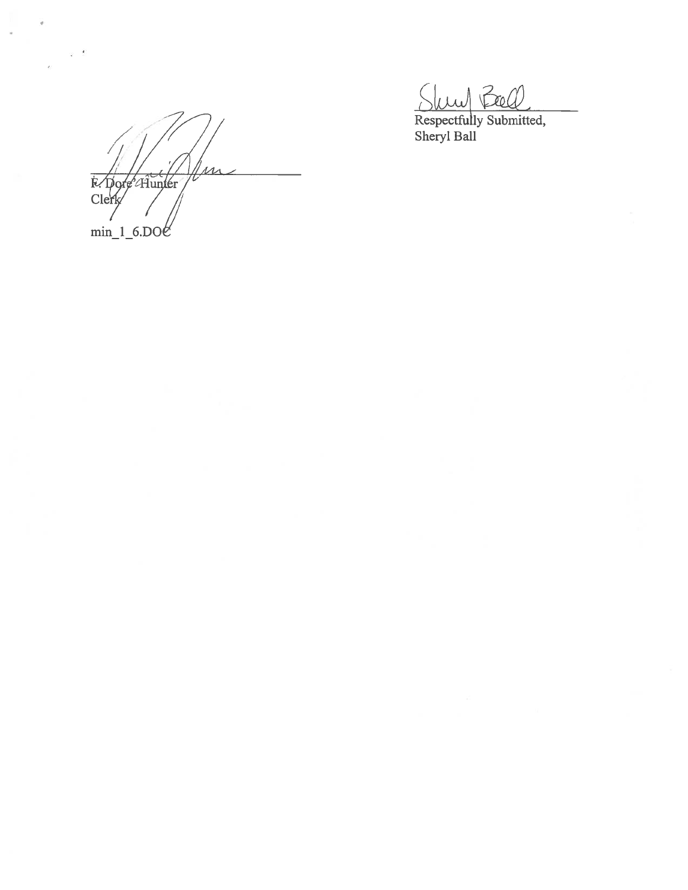Respectfully Submitted,
Sheryl Ball

F. Dore' Hunter
Clerk

min_1_6.DOC